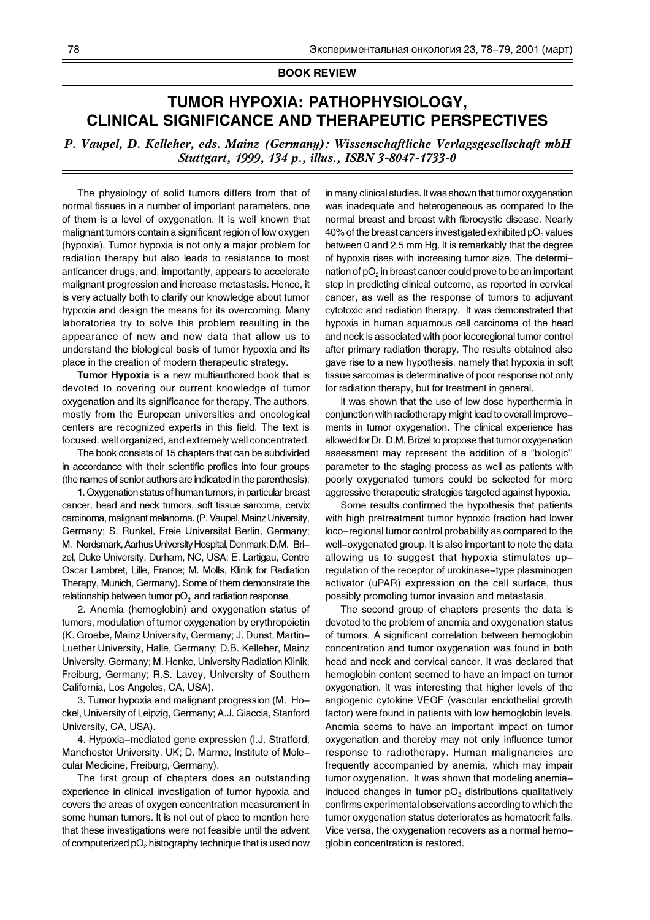**BOOK REVIEW**

# TUMOR HYPOXIA: PATHOPHYSIOLOGY, CLINICAL SIGNIFICANCE AND THERAPEUTIC PERSPECTIVES

*P. Vaupel, D. Kelleher, eds. Mainz (Germany): Wissenschaftliche Verlagsgesellschaft mbH Stuttgart, 1999, 134 p., illus., ISBN 3-8047-1733-0*

The physiology of solid tumors differs from that of normal tissues in a number of important parameters, one of them is a level of oxygenation. It is well known that malignant tumors contain a significant region of low oxygen (hypoxia). Tumor hypoxia is not only a major problem for radiation therapy but also leads to resistance to most anticancer drugs, and, importantly, appears to accelerate malignant progression and increase metastasis. Hence, it is very actually both to clarify our knowledge about tumor hypoxia and design the means for its overcoming. Many laboratories try to solve this problem resulting in the appearance of new and new data that allow us to understand the biological basis of tumor hypoxia and its place in the creation of modern therapeutic strategy.

**Tumor Hypoxia** is a new multiauthored book that is devoted to covering our current knowledge of tumor oxygenation and its significance for therapy. The authors, mostly from the European universities and oncological centers are recognized experts in this field. The text is focused, well organized, and extremely well concentrated.

The book consists of 15 chapters that can be subdivided in accordance with their scientific profiles into four groups (the names of senior authors are indicated in the parenthesis):

1. Oxygenation status of human tumors, in particular breast cancer, head and neck tumors, soft tissue sarcoma, cervix carcinoma, malignant melanoma. (P. Vaupel, Mainz University, Germany; S. Runkel, Freie Universitat Berlin, Germany; M. Nordsmark, Aarhus University Hospital, Denmark; D.M. Brizel, Duke University, Durham, NC, USA; E. Lartigau, Centre Oscar Lambret, Lille, France; M. Molls, Klinik for Radiation Therapy, Munich, Germany). Some of them demonstrate the relationship between tumor $pO_2$ and radiation response.

2. Anemia (hemoglobin) and oxygenation status of tumors, modulation of tumor oxygenation by erythropoietin (K. Groebe, Mainz University, Germany; J. Dunst, Martin–Luether University, Halle, Germany; D.B. Kelleher, Mainz University, Germany; M. Henke, University Radiation Klinik, Freiburg, Germany; R.S. Lavey, University of Southern California, Los Angeles, CA, USA).

3. Tumor hypoxia and malignant progression (M. Hockel, University of Leipzig, Germany; A.J. Giaccia, Stanford University, CA, USA).

4. Hypoxia–mediated gene expression (I.J. Stratford, Manchester University, UK; D. Marme, Institute of Molecular Medicine, Freiburg, Germany).

The first group of chapters does an outstanding experience in clinical investigation of tumor hypoxia and covers the areas of oxygen concentration measurement in some human tumors. It is not out of place to mention here that these investigations were not feasible until the advent of computerized $pO_2$ histography technique that is used now in many clinical studies. It was shown that tumor oxygenation was inadequate and heterogeneous as compared to the normal breast and breast with fibrocystic disease. Nearly 40% of the breast cancers investigated exhibited $pO_2$ values between 0 and 2.5 mm Hg. It is remarkably that the degree of hypoxia rises with increasing tumor size. The determination of $pO_2$ in breast cancer could prove to be an important step in predicting clinical outcome, as reported in cervical cancer, as well as the response of tumors to adjuvant cytotoxic and radiation therapy. It was demonstrated that hypoxia in human squamous cell carcinoma of the head and neck is associated with poor locoregional tumor control after primary radiation therapy. The results obtained also gave rise to a new hypothesis, namely that hypoxia in soft tissue sarcomas is determinative of poor response not only for radiation therapy, but for treatment in general.

It was shown that the use of low dose hyperthermia in conjunction with radiotherapy might lead to overall improvements in tumor oxygenation. The clinical experience has allowed for Dr. D.M. Brizel to propose that tumor oxygenation assessment may represent the addition of a "biologic'' parameter to the staging process as well as patients with poorly oxygenated tumors could be selected for more aggressive therapeutic strategies targeted against hypoxia.

Some results confirmed the hypothesis that patients with high pretreatment tumor hypoxic fraction had lower loco–regional tumor control probability as compared to the well–oxygenated group. It is also important to note the data allowing us to suggest that hypoxia stimulates up–regulation of the receptor of urokinase–type plasminogen activator (uPAR) expression on the cell surface, thus possibly promoting tumor invasion and metastasis.

The second group of chapters presents the data is devoted to the problem of anemia and oxygenation status of tumors. A significant correlation between hemoglobin concentration and tumor oxygenation was found in both head and neck and cervical cancer. It was declared that hemoglobin content seemed to have an impact on tumor oxygenation. It was interesting that higher levels of the angiogenic cytokine VEGF (vascular endothelial growth factor) were found in patients with low hemoglobin levels. Anemia seems to have an important impact on tumor oxygenation and thereby may not only influence tumor response to radiotherapy. Human malignancies are frequently accompanied by anemia, which may impair tumor oxygenation. It was shown that modeling anemia–induced changes in tumor $pO_2$ distributions qualitatively confirms experimental observations according to which the tumor oxygenation status deteriorates as hematocrit falls. Vice versa, the oxygenation recovers as a normal hemoglobin concentration is restored.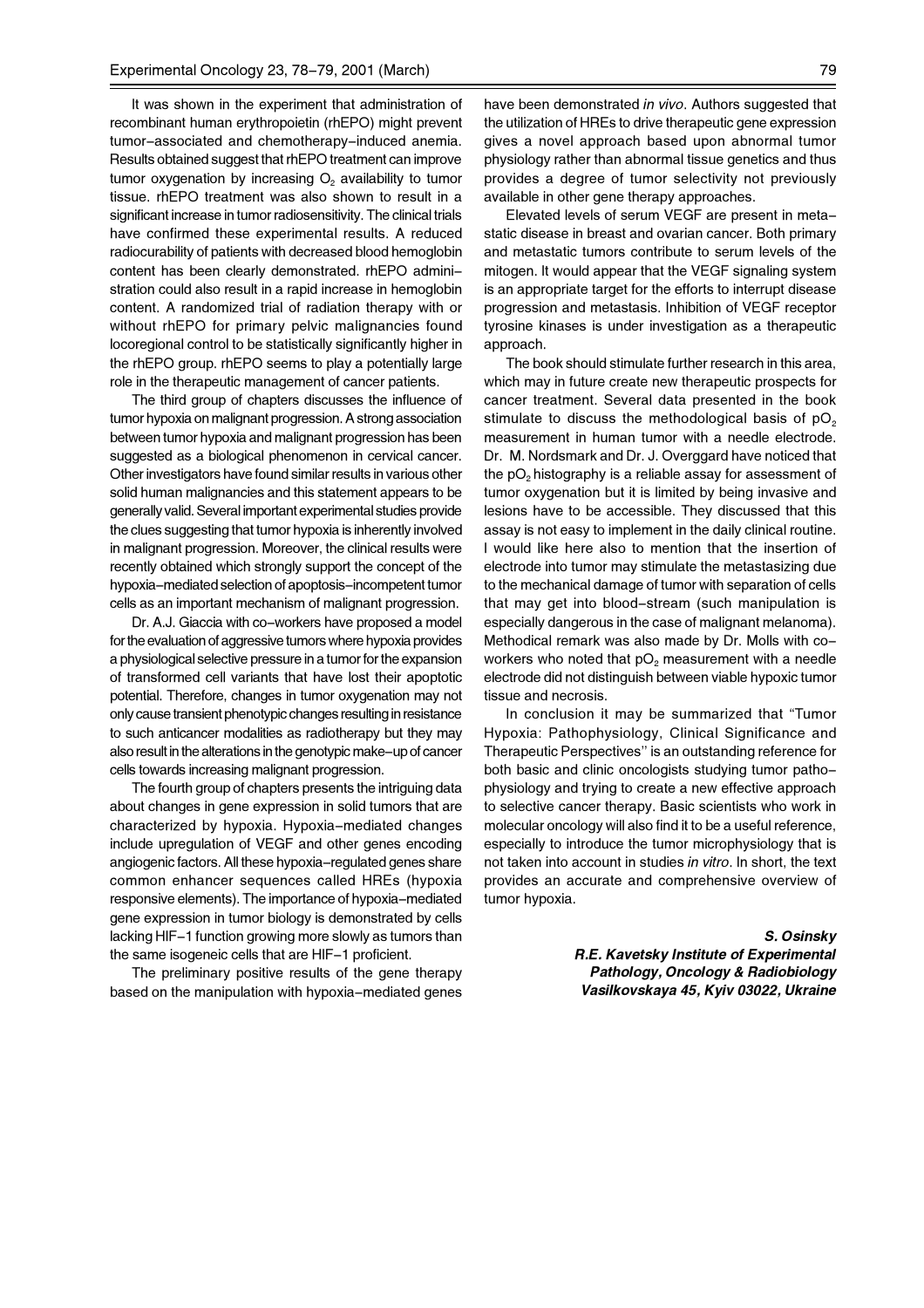It was shown in the experiment that administration of recombinant human erythropoietin (rhEPO) might prevent tumor–associated and chemotherapy–induced anemia. Results obtained suggest that rhEPO treatment can improve tumor oxygenation by increasing $O_2$ availability to tumor tissue. rhEPO treatment was also shown to result in a significant increase in tumor radiosensitivity. The clinical trials have confirmed these experimental results. A reduced radiocurability of patients with decreased blood hemoglobin content has been clearly demonstrated. rhEPO administration could also result in a rapid increase in hemoglobin content. A randomized trial of radiation therapy with or without rhEPO for primary pelvic malignancies found locoregional control to be statistically significantly higher in the rhEPO group. rhEPO seems to play a potentially large role in the therapeutic management of cancer patients.

The third group of chapters discusses the influence of tumor hypoxia on malignant progression. A strong association between tumor hypoxia and malignant progression has been suggested as a biological phenomenon in cervical cancer. Other investigators have found similar results in various other solid human malignancies and this statement appears to be generally valid. Several important experimental studies provide the clues suggesting that tumor hypoxia is inherently involved in malignant progression. Moreover, the clinical results were recently obtained which strongly support the concept of the hypoxia–mediated selection of apoptosis–incompetent tumor cells as an important mechanism of malignant progression.

Dr. A.J. Giaccia with co–workers have proposed a model for the evaluation of aggressive tumors where hypoxia provides a physiological selective pressure in a tumor for the expansion of transformed cell variants that have lost their apoptotic potential. Therefore, changes in tumor oxygenation may not only cause transient phenotypic changes resulting in resistance to such anticancer modalities as radiotherapy but they may also result in the alterations in the genotypic make–up of cancer cells towards increasing malignant progression.

The fourth group of chapters presents the intriguing data about changes in gene expression in solid tumors that are characterized by hypoxia. Hypoxia–mediated changes include upregulation of VEGF and other genes encoding angiogenic factors. All these hypoxia–regulated genes share common enhancer sequences called HREs (hypoxia responsive elements). The importance of hypoxia–mediated gene expression in tumor biology is demonstrated by cells lacking HIF–1 function growing more slowly as tumors than the same isogeneic cells that are HIF–1 proficient.

The preliminary positive results of the gene therapy based on the manipulation with hypoxia–mediated genes have been demonstrated *in vivo*. Authors suggested that the utilization of HREs to drive therapeutic gene expression gives a novel approach based upon abnormal tumor physiology rather than abnormal tissue genetics and thus provides a degree of tumor selectivity not previously available in other gene therapy approaches.

Elevated levels of serum VEGF are present in metastatic disease in breast and ovarian cancer. Both primary and metastatic tumors contribute to serum levels of the mitogen. It would appear that the VEGF signaling system is an appropriate target for the efforts to interrupt disease progression and metastasis. Inhibition of VEGF receptor tyrosine kinases is under investigation as a therapeutic approach.

The book should stimulate further research in this area, which may in future create new therapeutic prospects for cancer treatment. Several data presented in the book stimulate to discuss the methodological basis of $pO_2$ measurement in human tumor with a needle electrode. Dr. M. Nordsmark and Dr. J. Overggard have noticed that the $pO_2$ histography is a reliable assay for assessment of tumor oxygenation but it is limited by being invasive and lesions have to be accessible. They discussed that this assay is not easy to implement in the daily clinical routine. I would like here also to mention that the insertion of electrode into tumor may stimulate the metastasizing due to the mechanical damage of tumor with separation of cells that may get into blood–stream (such manipulation is especially dangerous in the case of malignant melanoma). Methodical remark was also made by Dr. Molls with co–workers who noted that $pO_2$ measurement with a needle electrode did not distinguish between viable hypoxic tumor tissue and necrosis.

In conclusion it may be summarized that "Tumor Hypoxia: Pathophysiology, Clinical Significance and Therapeutic Perspectives'' is an outstanding reference for both basic and clinic oncologists studying tumor patho–physiology and trying to create a new effective approach to selective cancer therapy. Basic scientists who work in molecular oncology will also find it to be a useful reference, especially to introduce the tumor microphysiology that is not taken into account in studies *in vitro*. In short, the text provides an accurate and comprehensive overview of tumor hypoxia.

***S. Osinsky***
***R.E. Kavetsky Institute of Experimental Pathology, Oncology & Radiobiology***
***Vasilkovskaya 45, Kyiv 03022, Ukraine***